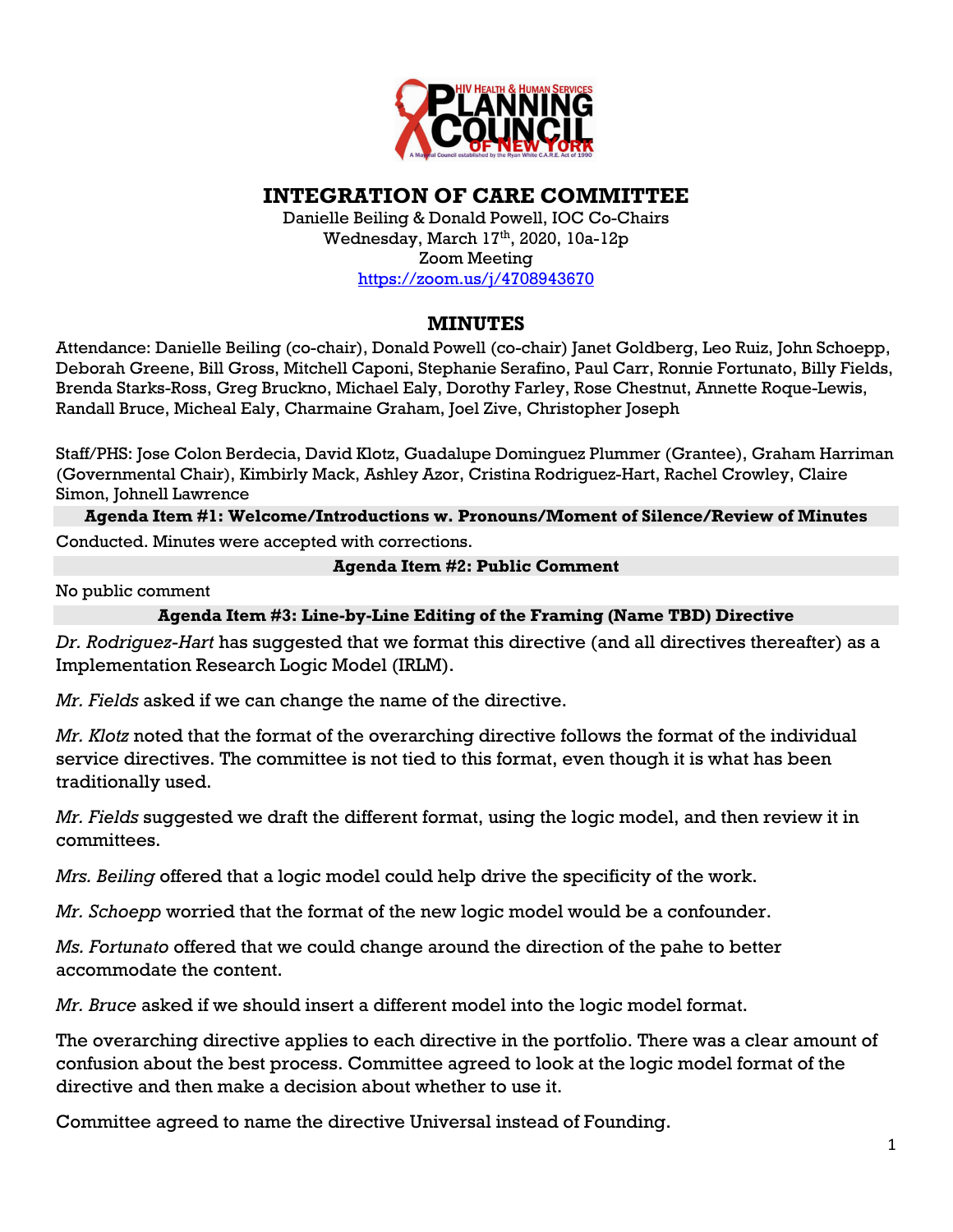# INTEGRATION OF CARE COMMITTEE

Danielle Beiling & Donald Powell, IOC Co-Chairs
Wednesday, March 17th, 2020, 10a-12p
Zoom Meeting
https://zoom.us/j/4708943670

## MINUTES

Attendance: Danielle Beiling (co-chair), Donald Powell (co-chair) Janet Goldberg, Leo Ruiz, John Schoepp, Deborah Greene, Bill Gross, Mitchell Caponi, Stephanie Serafino, Paul Carr, Ronnie Fortunato, Billy Fields, Brenda Starks-Ross, Greg Bruckno, Michael Ealy, Dorothy Farley, Rose Chestnut, Annette Roque-Lewis, Randall Bruce, Micheal Ealy, Charmaine Graham, Joel Zive, Christopher Joseph

Staff/PHS: Jose Colon Berdecia, David Klotz, Guadalupe Dominguez Plummer (Grantee), Graham Harriman (Governmental Chair), Kimbirly Mack, Ashley Azor, Cristina Rodriguez-Hart, Rachel Crowley, Claire Simon, Johnell Lawrence

**Agenda Item #1: Welcome/Introductions w. Pronouns/Moment of Silence/Review of Minutes**

Conducted. Minutes were accepted with corrections.

**Agenda Item #2: Public Comment**

No public comment

**Agenda Item #3: Line-by-Line Editing of the Framing (Name TBD) Directive**

*Dr. Rodriguez-Hart* has suggested that we format this directive (and all directives thereafter) as a Implementation Research Logic Model (IRLM).

*Mr. Fields* asked if we can change the name of the directive.

*Mr. Klotz* noted that the format of the overarching directive follows the format of the individual service directives. The committee is not tied to this format, even though it is what has been traditionally used.

*Mr. Fields* suggested we draft the different format, using the logic model, and then review it in committees.

*Mrs. Beiling* offered that a logic model could help drive the specificity of the work.

*Mr. Schoepp* worried that the format of the new logic model would be a confounder.

*Ms. Fortunato* offered that we could change around the direction of the pahe to better accommodate the content.

*Mr. Bruce* asked if we should insert a different model into the logic model format.

The overarching directive applies to each directive in the portfolio. There was a clear amount of confusion about the best process. Committee agreed to look at the logic model format of the directive and then make a decision about whether to use it.

Committee agreed to name the directive Universal instead of Founding.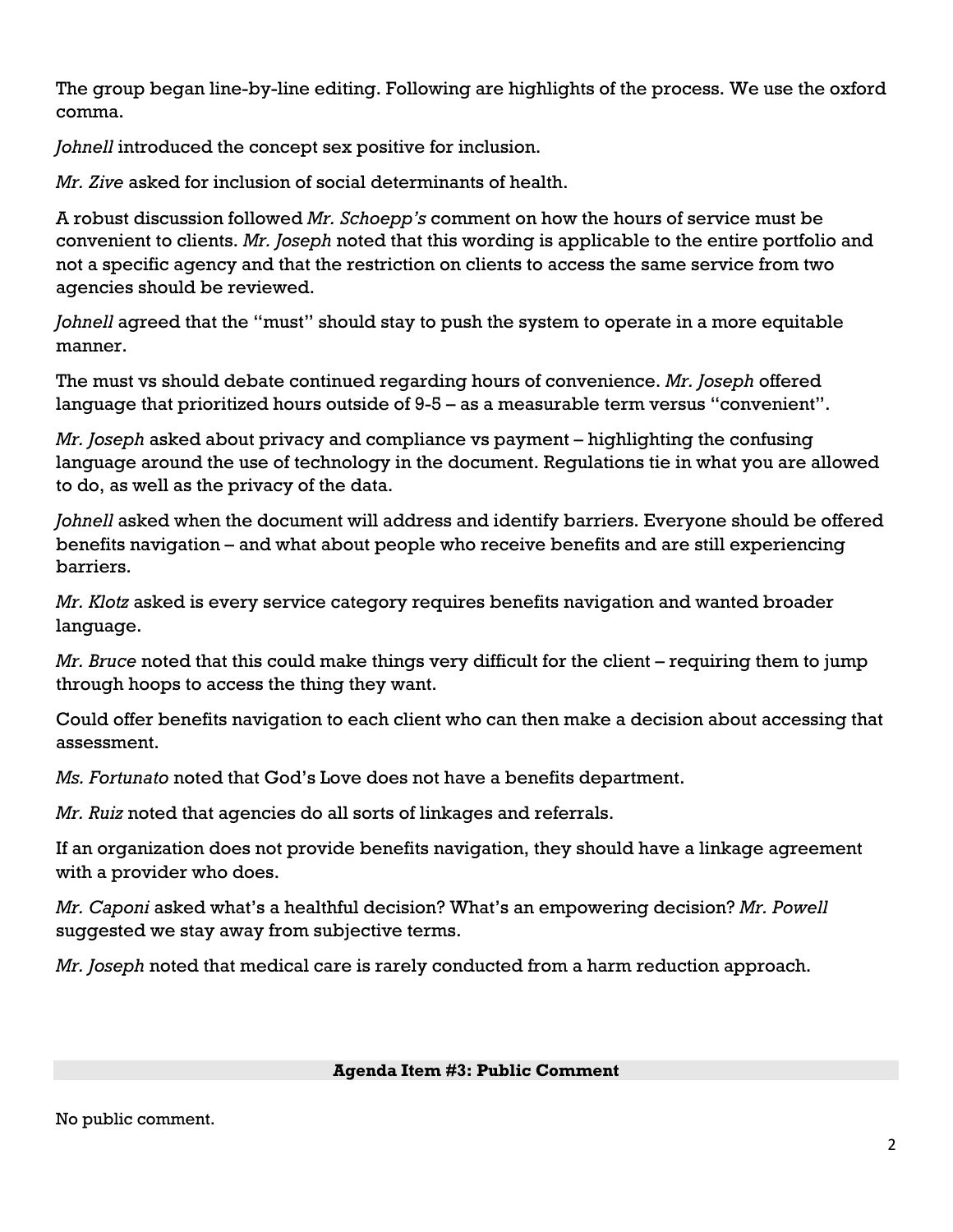The group began line-by-line editing. Following are highlights of the process. We use the oxford comma.

*Johnell* introduced the concept sex positive for inclusion.

*Mr. Zive* asked for inclusion of social determinants of health.

A robust discussion followed *Mr. Schoepp's* comment on how the hours of service must be convenient to clients. *Mr. Joseph* noted that this wording is applicable to the entire portfolio and not a specific agency and that the restriction on clients to access the same service from two agencies should be reviewed.

*Johnell* agreed that the "must" should stay to push the system to operate in a more equitable manner.

The must vs should debate continued regarding hours of convenience. *Mr. Joseph* offered language that prioritized hours outside of 9-5 – as a measurable term versus "convenient".

*Mr. Joseph* asked about privacy and compliance vs payment – highlighting the confusing language around the use of technology in the document. Regulations tie in what you are allowed to do, as well as the privacy of the data.

*Johnell* asked when the document will address and identify barriers. Everyone should be offered benefits navigation – and what about people who receive benefits and are still experiencing barriers.

*Mr. Klotz* asked is every service category requires benefits navigation and wanted broader language.

*Mr. Bruce* noted that this could make things very difficult for the client – requiring them to jump through hoops to access the thing they want.

Could offer benefits navigation to each client who can then make a decision about accessing that assessment.

*Ms. Fortunato* noted that God's Love does not have a benefits department.

*Mr. Ruiz* noted that agencies do all sorts of linkages and referrals.

If an organization does not provide benefits navigation, they should have a linkage agreement with a provider who does.

*Mr. Caponi* asked what's a healthful decision? What's an empowering decision? *Mr. Powell* suggested we stay away from subjective terms.

*Mr. Joseph* noted that medical care is rarely conducted from a harm reduction approach.

**Agenda Item #3: Public Comment**

No public comment.